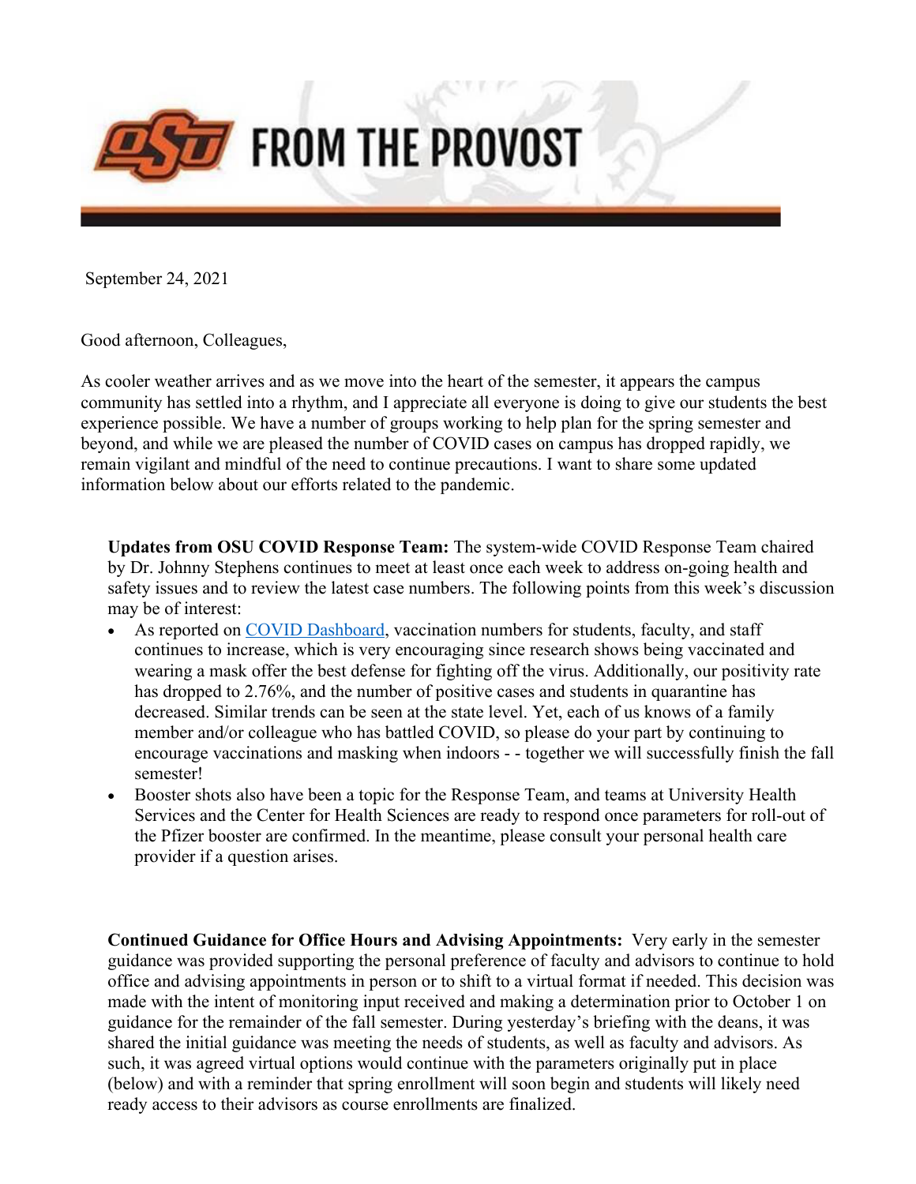# FROM THE PROVOST

September 24, 2021

Good afternoon, Colleagues,

As cooler weather arrives and as we move into the heart of the semester, it appears the campus community has settled into a rhythm, and I appreciate all everyone is doing to give our students the best experience possible. We have a number of groups working to help plan for the spring semester and beyond, and while we are pleased the number of COVID cases on campus has dropped rapidly, we remain vigilant and mindful of the need to continue precautions. I want to share some updated information below about our efforts related to the pandemic.

**Updates from OSU COVID Response Team:** The system-wide COVID Response Team chaired by Dr. Johnny Stephens continues to meet at least once each week to address on-going health and safety issues and to review the latest case numbers. The following points from this week's discussion may be of interest:

- As reported on COVID Dashboard, vaccination numbers for students, faculty, and staff continues to increase, which is very encouraging since research shows being vaccinated and wearing a mask offer the best defense for fighting off the virus. Additionally, our positivity rate has dropped to 2.76%, and the number of positive cases and students in quarantine has decreased. Similar trends can be seen at the state level. Yet, each of us knows of a family member and/or colleague who has battled COVID, so please do your part by continuing to encourage vaccinations and masking when indoors - - together we will successfully finish the fall semester!
- Booster shots also have been a topic for the Response Team, and teams at University Health Services and the Center for Health Sciences are ready to respond once parameters for roll-out of the Pfizer booster are confirmed. In the meantime, please consult your personal health care provider if a question arises.

**Continued Guidance for Office Hours and Advising Appointments:** Very early in the semester guidance was provided supporting the personal preference of faculty and advisors to continue to hold office and advising appointments in person or to shift to a virtual format if needed. This decision was made with the intent of monitoring input received and making a determination prior to October 1 on guidance for the remainder of the fall semester. During yesterday's briefing with the deans, it was shared the initial guidance was meeting the needs of students, as well as faculty and advisors. As such, it was agreed virtual options would continue with the parameters originally put in place (below) and with a reminder that spring enrollment will soon begin and students will likely need ready access to their advisors as course enrollments are finalized.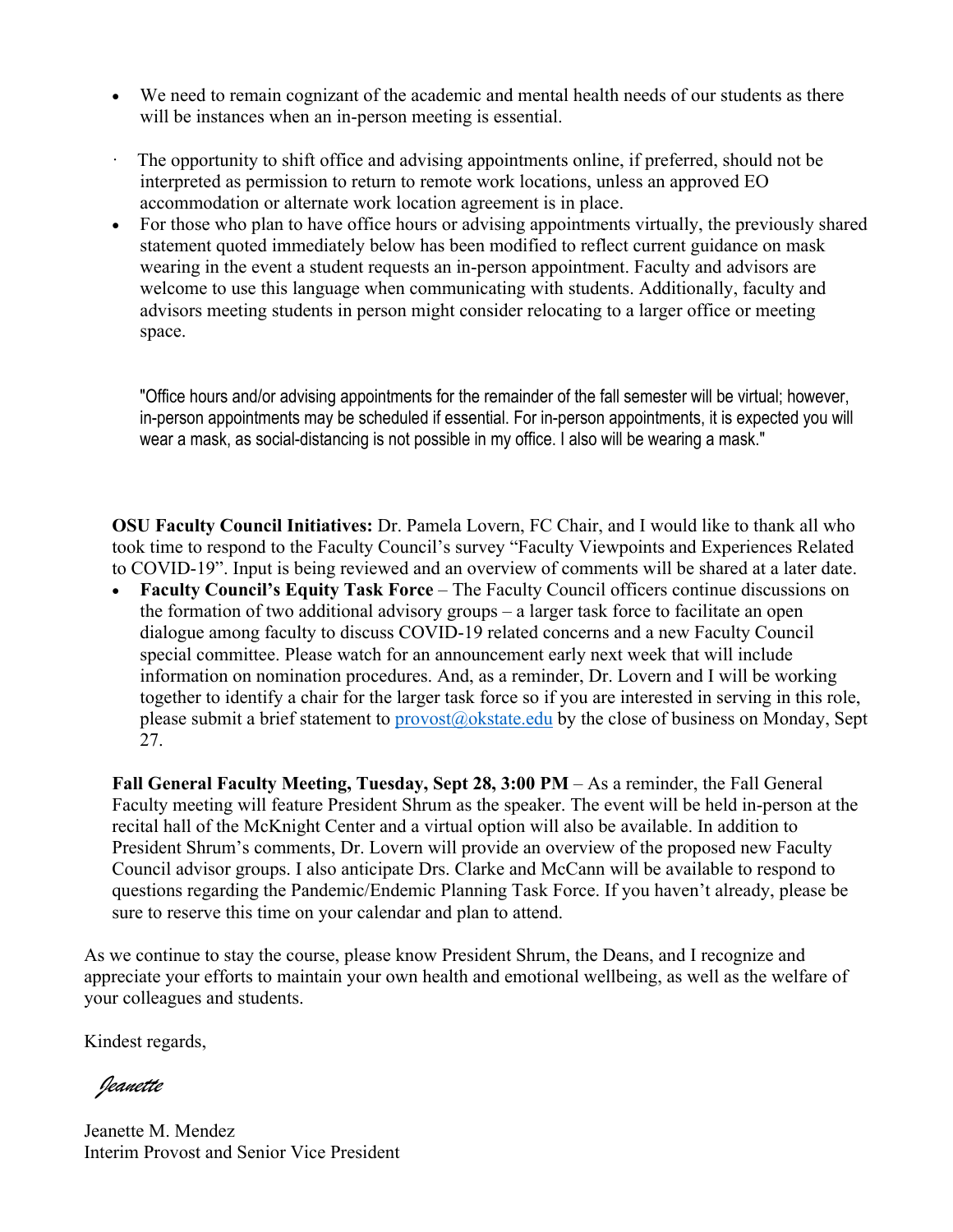- We need to remain cognizant of the academic and mental health needs of our students as there will be instances when an in-person meeting is essential.
- The opportunity to shift office and advising appointments online, if preferred, should not be interpreted as permission to return to remote work locations, unless an approved EO accommodation or alternate work location agreement is in place.
- For those who plan to have office hours or advising appointments virtually, the previously shared statement quoted immediately below has been modified to reflect current guidance on mask wearing in the event a student requests an in-person appointment. Faculty and advisors are welcome to use this language when communicating with students. Additionally, faculty and advisors meeting students in person might consider relocating to a larger office or meeting space.

"Office hours and/or advising appointments for the remainder of the fall semester will be virtual; however, in-person appointments may be scheduled if essential. For in-person appointments, it is expected you will wear a mask, as social-distancing is not possible in my office. I also will be wearing a mask."

**OSU Faculty Council Initiatives:** Dr. Pamela Lovern, FC Chair, and I would like to thank all who took time to respond to the Faculty Council's survey "Faculty Viewpoints and Experiences Related to COVID-19". Input is being reviewed and an overview of comments will be shared at a later date.

- **Faculty Council's Equity Task Force** – The Faculty Council officers continue discussions on the formation of two additional advisory groups – a larger task force to facilitate an open dialogue among faculty to discuss COVID-19 related concerns and a new Faculty Council special committee. Please watch for an announcement early next week that will include information on nomination procedures. And, as a reminder, Dr. Lovern and I will be working together to identify a chair for the larger task force so if you are interested in serving in this role, please submit a brief statement to provost@okstate.edu by the close of business on Monday, Sept 27.

**Fall General Faculty Meeting, Tuesday, Sept 28, 3:00 PM** – As a reminder, the Fall General Faculty meeting will feature President Shrum as the speaker. The event will be held in-person at the recital hall of the McKnight Center and a virtual option will also be available. In addition to President Shrum's comments, Dr. Lovern will provide an overview of the proposed new Faculty Council advisor groups. I also anticipate Drs. Clarke and McCann will be available to respond to questions regarding the Pandemic/Endemic Planning Task Force. If you haven't already, please be sure to reserve this time on your calendar and plan to attend.

As we continue to stay the course, please know President Shrum, the Deans, and I recognize and appreciate your efforts to maintain your own health and emotional wellbeing, as well as the welfare of your colleagues and students.

Kindest regards,

*Jeanette*

Jeanette M. Mendez
Interim Provost and Senior Vice President